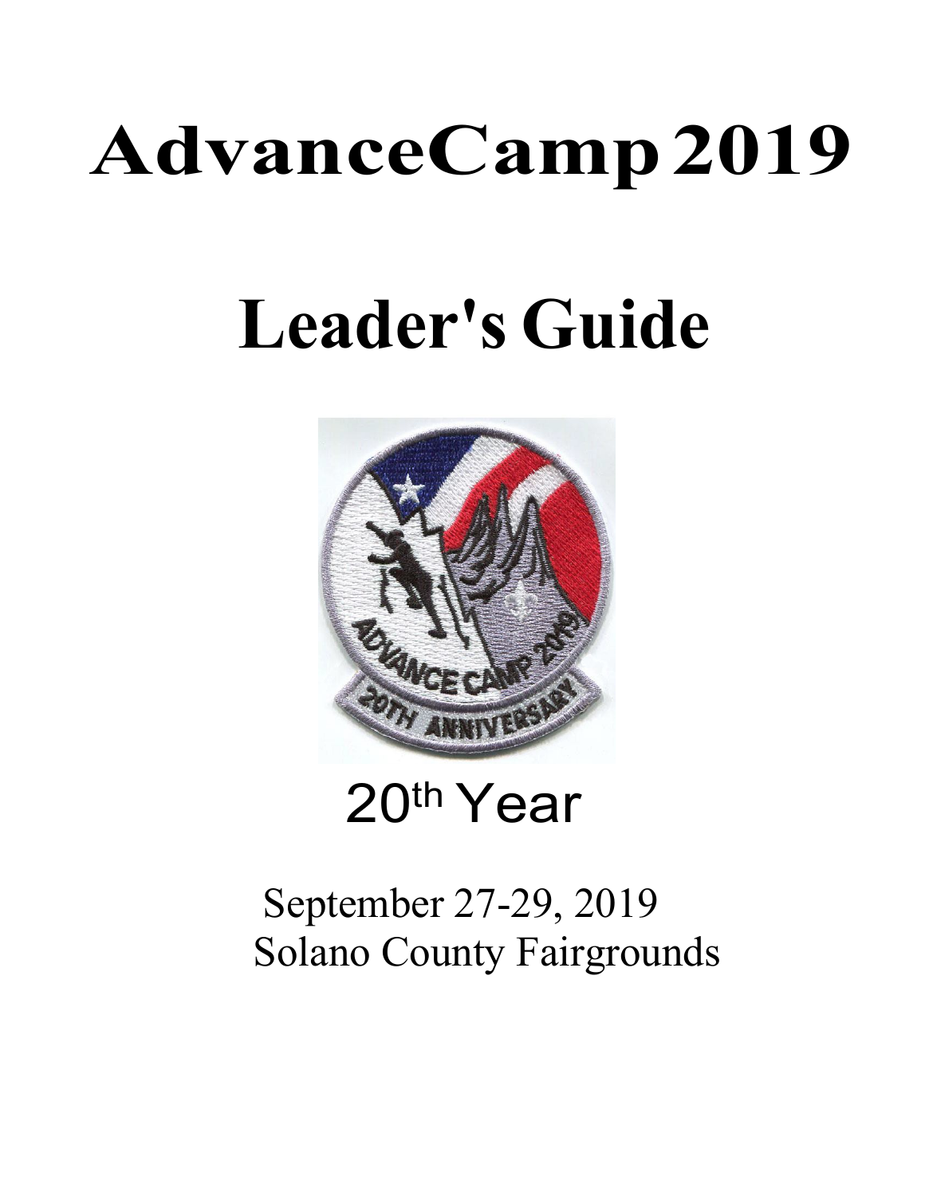# AdvanceCamp 2019

# Leader's Guide

20th Year

September 27-29, 2019
Solano County Fairgrounds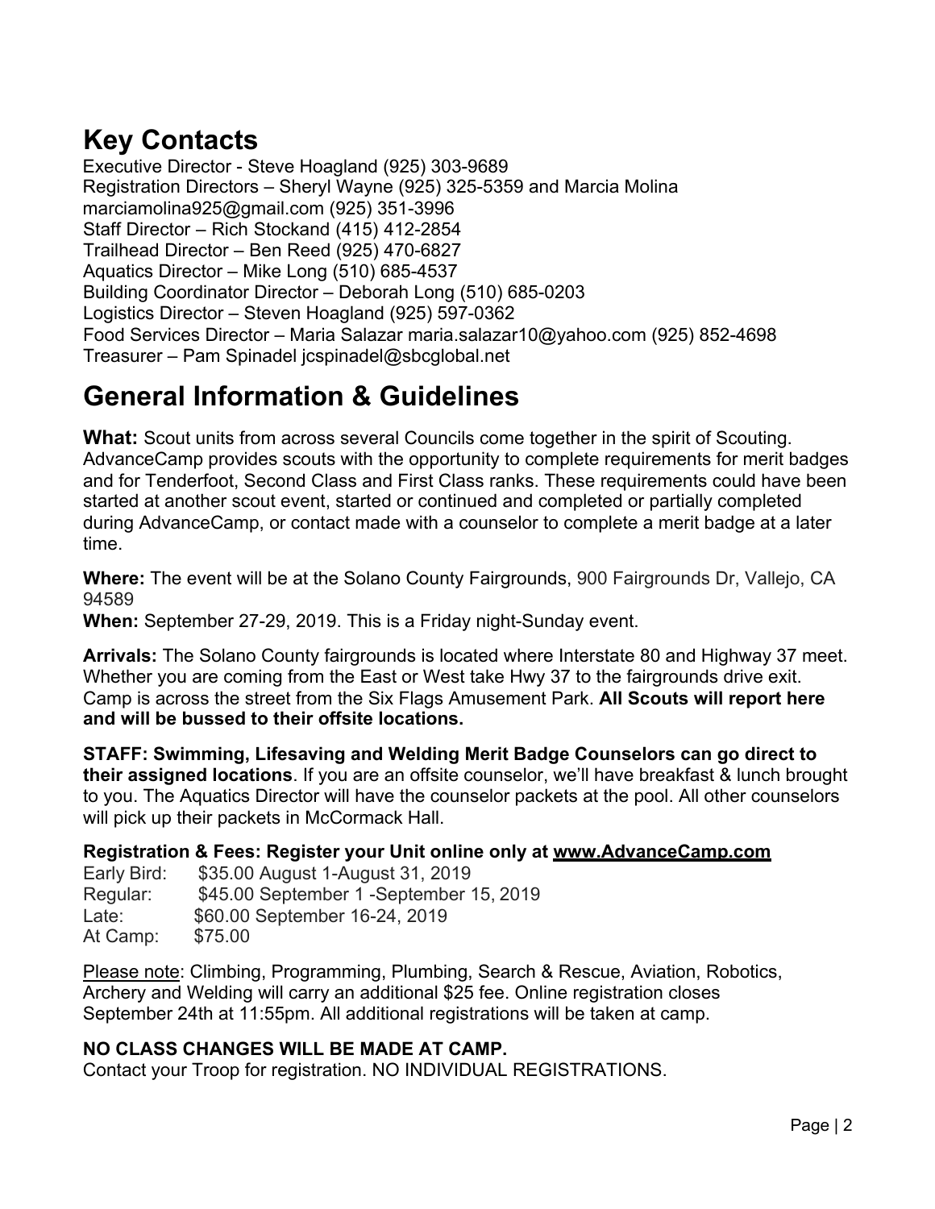## Key Contacts

Executive Director - Steve Hoagland (925) 303-9689
Registration Directors – Sheryl Wayne (925) 325-5359 and Marcia Molina marciamolina925@gmail.com (925) 351-3996
Staff Director – Rich Stockand (415) 412-2854
Trailhead Director – Ben Reed (925) 470-6827
Aquatics Director – Mike Long (510) 685-4537
Building Coordinator Director – Deborah Long (510) 685-0203
Logistics Director – Steven Hoagland (925) 597-0362
Food Services Director – Maria Salazar maria.salazar10@yahoo.com (925) 852-4698
Treasurer – Pam Spinadel jcspinadel@sbcglobal.net

## General Information & Guidelines

**What:** Scout units from across several Councils come together in the spirit of Scouting. AdvanceCamp provides scouts with the opportunity to complete requirements for merit badges and for Tenderfoot, Second Class and First Class ranks. These requirements could have been started at another scout event, started or continued and completed or partially completed during AdvanceCamp, or contact made with a counselor to complete a merit badge at a later time.

**Where:** The event will be at the Solano County Fairgrounds, 900 Fairgrounds Dr, Vallejo, CA 94589
**When:** September 27-29, 2019. This is a Friday night-Sunday event.

**Arrivals:** The Solano County fairgrounds is located where Interstate 80 and Highway 37 meet. Whether you are coming from the East or West take Hwy 37 to the fairgrounds drive exit. Camp is across the street from the Six Flags Amusement Park. **All Scouts will report here and will be bussed to their offsite locations.**

**STAFF: Swimming, Lifesaving and Welding Merit Badge Counselors can go direct to their assigned locations**. If you are an offsite counselor, we'll have breakfast & lunch brought to you. The Aquatics Director will have the counselor packets at the pool. All other counselors will pick up their packets in McCormack Hall.

**Registration & Fees: Register your Unit online only at www.AdvanceCamp.com**
Early Bird: $35.00 August 1-August 31, 2019
Regular: $45.00 September 1 -September 15, 2019
Late: $60.00 September 16-24, 2019
At Camp: $75.00

Please note: Climbing, Programming, Plumbing, Search & Rescue, Aviation, Robotics, Archery and Welding will carry an additional $25 fee. Online registration closes September 24th at 11:55pm. All additional registrations will be taken at camp.

**NO CLASS CHANGES WILL BE MADE AT CAMP.**
Contact your Troop for registration. NO INDIVIDUAL REGISTRATIONS.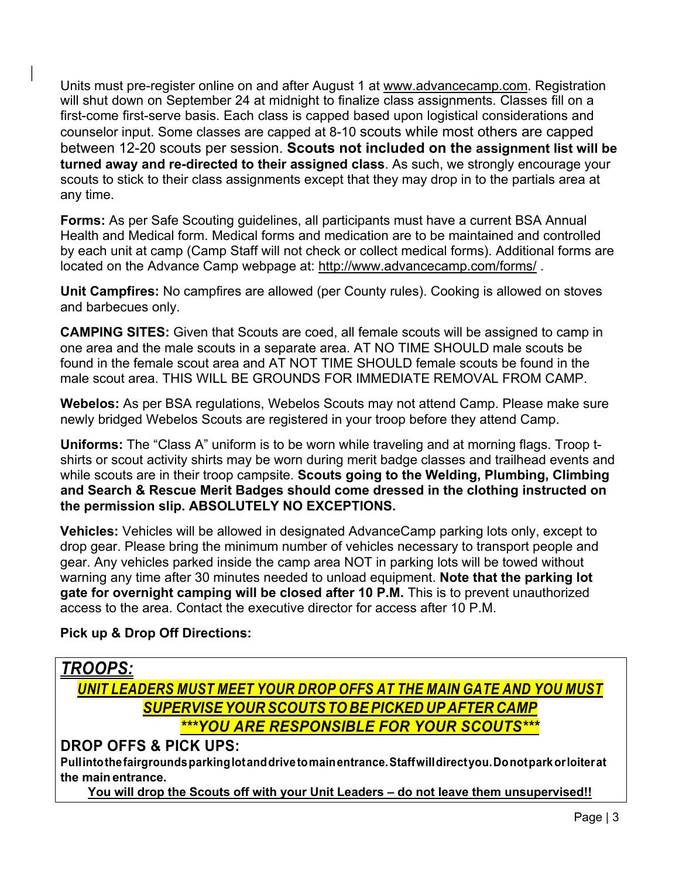Units must pre-register online on and after August 1 at www.advancecamp.com. Registration will shut down on September 24 at midnight to finalize class assignments. Classes fill on a first-come first-serve basis. Each class is capped based upon logistical considerations and counselor input. Some classes are capped at 8-10 scouts while most others are capped between 12-20 scouts per session. **Scouts not included on the assignment list will be turned away and re-directed to their assigned class**. As such, we strongly encourage your scouts to stick to their class assignments except that they may drop in to the partials area at any time.

**Forms:** As per Safe Scouting guidelines, all participants must have a current BSA Annual Health and Medical form. Medical forms and medication are to be maintained and controlled by each unit at camp (Camp Staff will not check or collect medical forms). Additional forms are located on the Advance Camp webpage at: http://www.advancecamp.com/forms/ .

**Unit Campfires:** No campfires are allowed (per County rules). Cooking is allowed on stoves and barbecues only.

**CAMPING SITES:** Given that Scouts are coed, all female scouts will be assigned to camp in one area and the male scouts in a separate area. AT NO TIME SHOULD male scouts be found in the female scout area and AT NOT TIME SHOULD female scouts be found in the male scout area. THIS WILL BE GROUNDS FOR IMMEDIATE REMOVAL FROM CAMP.

**Webelos:** As per BSA regulations, Webelos Scouts may not attend Camp. Please make sure newly bridged Webelos Scouts are registered in your troop before they attend Camp.

**Uniforms:** The "Class A" uniform is to be worn while traveling and at morning flags. Troop t-shirts or scout activity shirts may be worn during merit badge classes and trailhead events and while scouts are in their troop campsite. **Scouts going to the Welding, Plumbing, Climbing and Search & Rescue Merit Badges should come dressed in the clothing instructed on the permission slip. ABSOLUTELY NO EXCEPTIONS.**

**Vehicles:** Vehicles will be allowed in designated AdvanceCamp parking lots only, except to drop gear. Please bring the minimum number of vehicles necessary to transport people and gear. Any vehicles parked inside the camp area NOT in parking lots will be towed without warning any time after 30 minutes needed to unload equipment. **Note that the parking lot gate for overnight camping will be closed after 10 P.M.** This is to prevent unauthorized access to the area. Contact the executive director for access after 10 P.M.

**Pick up & Drop Off Directions:**

## *TROOPS:*

***UNIT LEADERS MUST MEET YOUR DROP OFFS AT THE MAIN GATE AND YOU MUST SUPERVISE YOUR SCOUTS TO BE PICKED UP AFTER CAMP***

***\*\*\*YOU ARE RESPONSIBLE FOR YOUR SCOUTS\*\*\****

## DROP OFFS & PICK UPS:

**Pull into the fairgrounds parking lot and drive to main entrance. Staff will direct you. Do not park or loiter at the main entrance.**

**You will drop the Scouts off with your Unit Leaders – do not leave them unsupervised!!**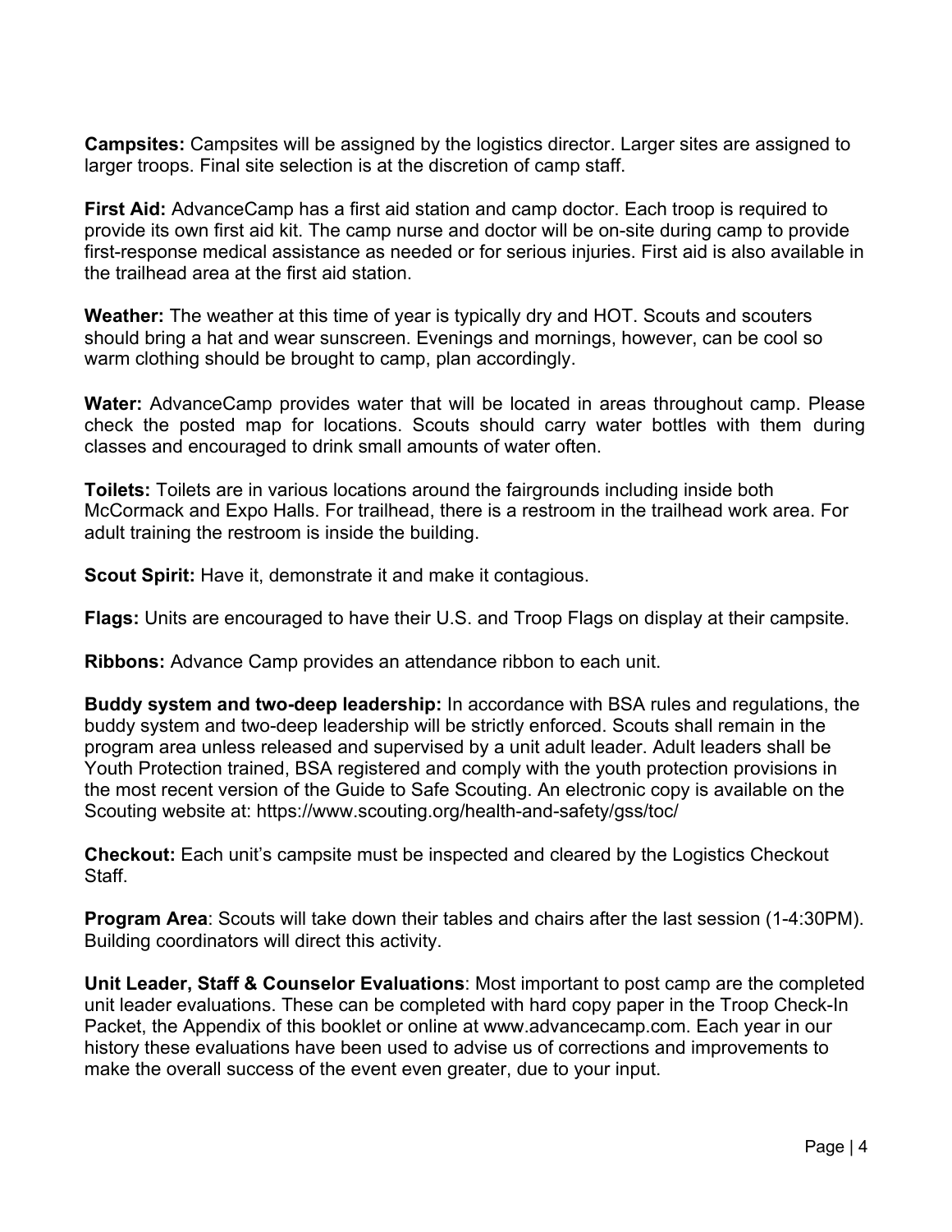**Campsites:** Campsites will be assigned by the logistics director. Larger sites are assigned to larger troops. Final site selection is at the discretion of camp staff.

**First Aid:** AdvanceCamp has a first aid station and camp doctor. Each troop is required to provide its own first aid kit. The camp nurse and doctor will be on-site during camp to provide first-response medical assistance as needed or for serious injuries. First aid is also available in the trailhead area at the first aid station.

**Weather:** The weather at this time of year is typically dry and HOT. Scouts and scouters should bring a hat and wear sunscreen. Evenings and mornings, however, can be cool so warm clothing should be brought to camp, plan accordingly.

**Water:** AdvanceCamp provides water that will be located in areas throughout camp. Please check the posted map for locations. Scouts should carry water bottles with them during classes and encouraged to drink small amounts of water often.

**Toilets:** Toilets are in various locations around the fairgrounds including inside both McCormack and Expo Halls. For trailhead, there is a restroom in the trailhead work area. For adult training the restroom is inside the building.

**Scout Spirit:** Have it, demonstrate it and make it contagious.

**Flags:** Units are encouraged to have their U.S. and Troop Flags on display at their campsite.

**Ribbons:** Advance Camp provides an attendance ribbon to each unit.

**Buddy system and two-deep leadership:** In accordance with BSA rules and regulations, the buddy system and two-deep leadership will be strictly enforced. Scouts shall remain in the program area unless released and supervised by a unit adult leader. Adult leaders shall be Youth Protection trained, BSA registered and comply with the youth protection provisions in the most recent version of the Guide to Safe Scouting. An electronic copy is available on the Scouting website at: https://www.scouting.org/health-and-safety/gss/toc/

**Checkout:** Each unit's campsite must be inspected and cleared by the Logistics Checkout Staff.

**Program Area**: Scouts will take down their tables and chairs after the last session (1-4:30PM). Building coordinators will direct this activity.

**Unit Leader, Staff & Counselor Evaluations**: Most important to post camp are the completed unit leader evaluations. These can be completed with hard copy paper in the Troop Check-In Packet, the Appendix of this booklet or online at www.advancecamp.com. Each year in our history these evaluations have been used to advise us of corrections and improvements to make the overall success of the event even greater, due to your input.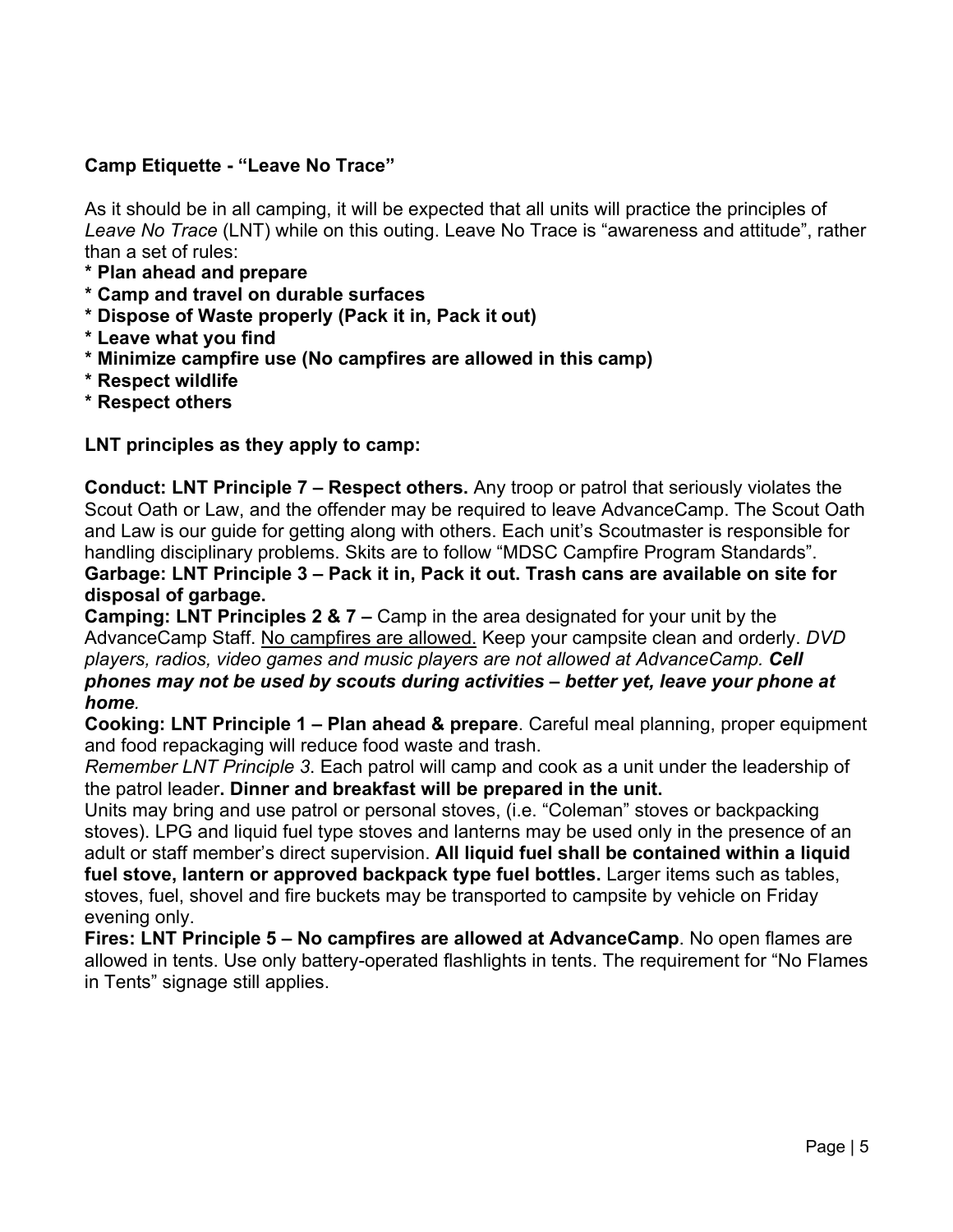**Camp Etiquette - "Leave No Trace"**

As it should be in all camping, it will be expected that all units will practice the principles of *Leave No Trace* (LNT) while on this outing. Leave No Trace is "awareness and attitude", rather than a set of rules:

**\* Plan ahead and prepare**
**\* Camp and travel on durable surfaces**
**\* Dispose of Waste properly (Pack it in, Pack it out)**
**\* Leave what you find**
**\* Minimize campfire use (No campfires are allowed in this camp)**
**\* Respect wildlife**
**\* Respect others**

**LNT principles as they apply to camp:**

**Conduct: LNT Principle 7 – Respect others.** Any troop or patrol that seriously violates the Scout Oath or Law, and the offender may be required to leave AdvanceCamp. The Scout Oath and Law is our guide for getting along with others. Each unit's Scoutmaster is responsible for handling disciplinary problems. Skits are to follow "MDSC Campfire Program Standards".
**Garbage: LNT Principle 3 – Pack it in, Pack it out. Trash cans are available on site for disposal of garbage.**
**Camping: LNT Principles 2 & 7 –** Camp in the area designated for your unit by the AdvanceCamp Staff. <u>No campfires are allowed.</u> Keep your campsite clean and orderly. *DVD players, radios, video games and music players are not allowed at AdvanceCamp.* ***Cell phones may not be used by scouts during activities – better yet, leave your phone at home***.
**Cooking: LNT Principle 1 – Plan ahead & prepare**. Careful meal planning, proper equipment and food repackaging will reduce food waste and trash.
*Remember LNT Principle 3.* Each patrol will camp and cook as a unit under the leadership of the patrol leader**. Dinner and breakfast will be prepared in the unit.**
Units may bring and use patrol or personal stoves, (i.e. "Coleman" stoves or backpacking stoves). LPG and liquid fuel type stoves and lanterns may be used only in the presence of an adult or staff member's direct supervision. **All liquid fuel shall be contained within a liquid fuel stove, lantern or approved backpack type fuel bottles.** Larger items such as tables, stoves, fuel, shovel and fire buckets may be transported to campsite by vehicle on Friday evening only.
**Fires: LNT Principle 5 – No campfires are allowed at AdvanceCamp**. No open flames are allowed in tents. Use only battery-operated flashlights in tents. The requirement for "No Flames in Tents" signage still applies.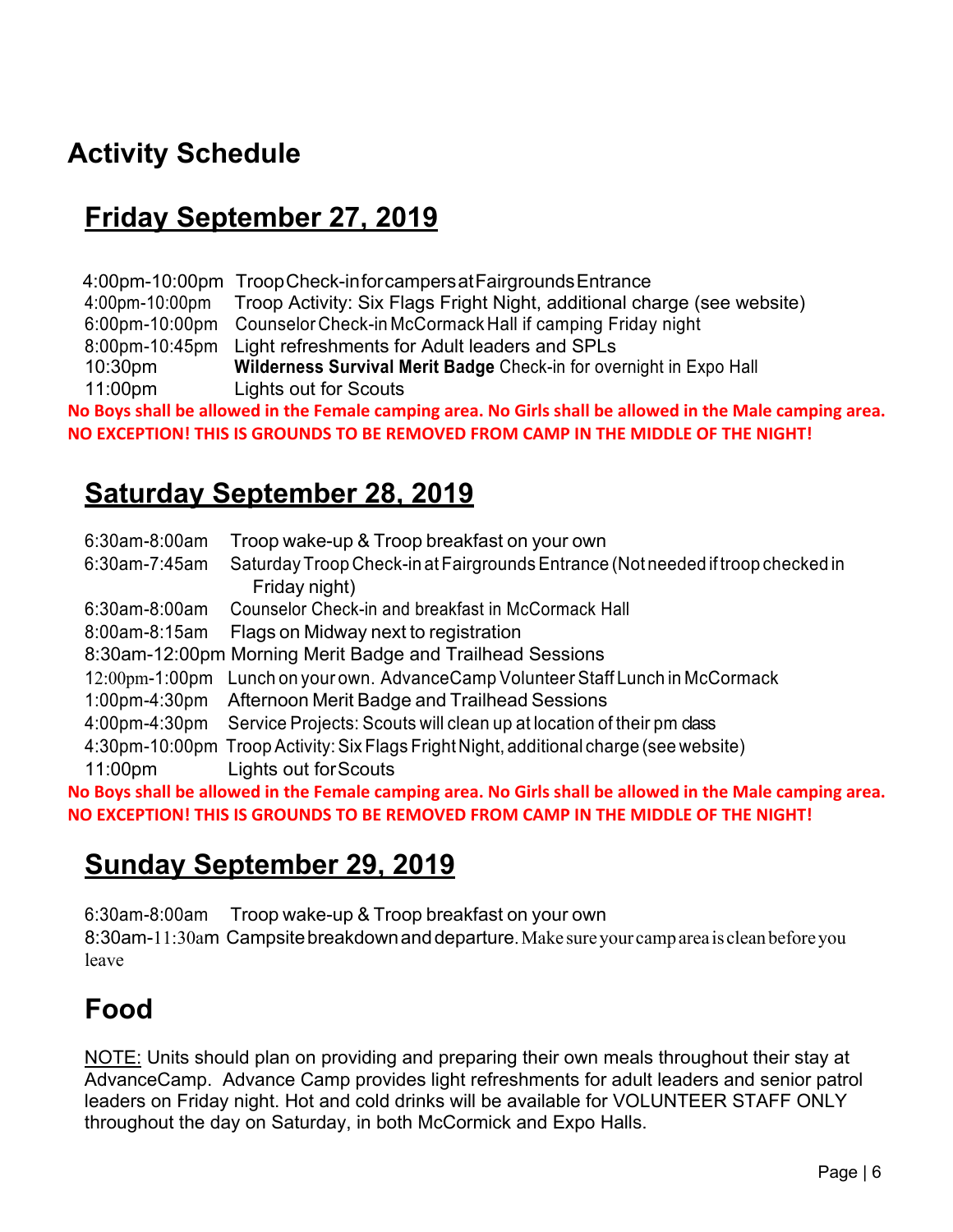# Activity Schedule

## Friday September 27, 2019

4:00pm-10:00pm Troop Check-in for campers at Fairgrounds Entrance
4:00pm-10:00pm Troop Activity: Six Flags Fright Night, additional charge (see website)
6:00pm-10:00pm Counselor Check-in McCormack Hall if camping Friday night
8:00pm-10:45pm Light refreshments for Adult leaders and SPLs
10:30pm **Wilderness Survival Merit Badge** Check-in for overnight in Expo Hall
11:00pm Lights out for Scouts

**No Boys shall be allowed in the Female camping area. No Girls shall be allowed in the Male camping area. NO EXCEPTION! THIS IS GROUNDS TO BE REMOVED FROM CAMP IN THE MIDDLE OF THE NIGHT!**

## Saturday September 28, 2019

6:30am-8:00am Troop wake-up & Troop breakfast on your own
6:30am-7:45am Saturday Troop Check-in at Fairgrounds Entrance (Not needed if troop checked in Friday night)
6:30am-8:00am Counselor Check-in and breakfast in McCormack Hall
8:00am-8:15am Flags on Midway next to registration
8:30am-12:00pm Morning Merit Badge and Trailhead Sessions
12:00pm-1:00pm Lunch on your own. AdvanceCamp Volunteer Staff Lunch in McCormack
1:00pm-4:30pm Afternoon Merit Badge and Trailhead Sessions
4:00pm-4:30pm Service Projects: Scouts will clean up at location of their pm class
4:30pm-10:00pm Troop Activity: Six Flags Fright Night, additional charge (see website)
11:00pm Lights out for Scouts

**No Boys shall be allowed in the Female camping area. No Girls shall be allowed in the Male camping area. NO EXCEPTION! THIS IS GROUNDS TO BE REMOVED FROM CAMP IN THE MIDDLE OF THE NIGHT!**

## Sunday September 29, 2019

6:30am-8:00am Troop wake-up & Troop breakfast on your own
8:30am-11:30am Campsite breakdown and departure. Make sure your camp area is clean before you leave

# Food

NOTE: Units should plan on providing and preparing their own meals throughout their stay at AdvanceCamp. Advance Camp provides light refreshments for adult leaders and senior patrol leaders on Friday night. Hot and cold drinks will be available for VOLUNTEER STAFF ONLY throughout the day on Saturday, in both McCormick and Expo Halls.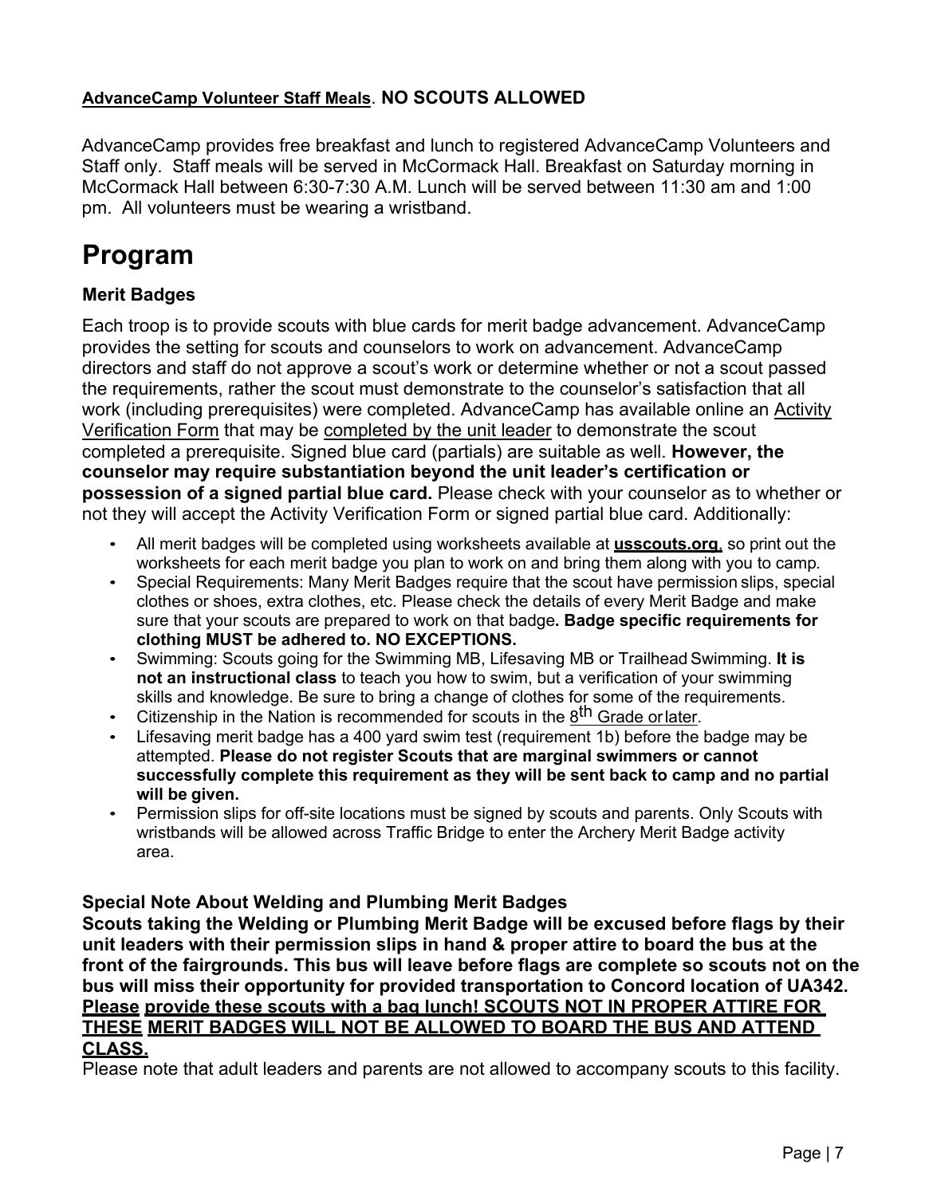**<u>AdvanceCamp Volunteer Staff Meals</u>. NO SCOUTS ALLOWED**

AdvanceCamp provides free breakfast and lunch to registered AdvanceCamp Volunteers and Staff only. Staff meals will be served in McCormack Hall. Breakfast on Saturday morning in McCormack Hall between 6:30-7:30 A.M. Lunch will be served between 11:30 am and 1:00 pm. All volunteers must be wearing a wristband.

# Program

### Merit Badges

Each troop is to provide scouts with blue cards for merit badge advancement. AdvanceCamp provides the setting for scouts and counselors to work on advancement. AdvanceCamp directors and staff do not approve a scout's work or determine whether or not a scout passed the requirements, rather the scout must demonstrate to the counselor's satisfaction that all work (including prerequisites) were completed. AdvanceCamp has available online an <u>Activity Verification Form</u> that may be <u>completed by the unit leader</u> to demonstrate the scout completed a prerequisite. Signed blue card (partials) are suitable as well. **However, the counselor may require substantiation beyond the unit leader's certification or possession of a signed partial blue card.** Please check with your counselor as to whether or not they will accept the Activity Verification Form or signed partial blue card. Additionally:

- All merit badges will be completed using worksheets available at **<u>usscouts.org</u>**, so print out the worksheets for each merit badge you plan to work on and bring them along with you to camp.
- Special Requirements: Many Merit Badges require that the scout have permission slips, special clothes or shoes, extra clothes, etc. Please check the details of every Merit Badge and make sure that your scouts are prepared to work on that badge**. Badge specific requirements for clothing MUST be adhered to. NO EXCEPTIONS.**
- Swimming: Scouts going for the Swimming MB, Lifesaving MB or Trailhead Swimming. **It is not an instructional class** to teach you how to swim, but a verification of your swimming skills and knowledge. Be sure to bring a change of clothes for some of the requirements.
- Citizenship in the Nation is recommended for scouts in the <u>8th Grade or later</u>.
- Lifesaving merit badge has a 400 yard swim test (requirement 1b) before the badge may be attempted. **Please do not register Scouts that are marginal swimmers or cannot successfully complete this requirement as they will be sent back to camp and no partial will be given.**
- Permission slips for off-site locations must be signed by scouts and parents. Only Scouts with wristbands will be allowed across Traffic Bridge to enter the Archery Merit Badge activity area.

### Special Note About Welding and Plumbing Merit Badges

**Scouts taking the Welding or Plumbing Merit Badge will be excused before flags by their unit leaders with their permission slips in hand & proper attire to board the bus at the front of the fairgrounds. This bus will leave before flags are complete so scouts not on the bus will miss their opportunity for provided transportation to Concord location of UA342. <u>Please provide these scouts with a bag lunch! SCOUTS NOT IN PROPER ATTIRE FOR THESE MERIT BADGES WILL NOT BE ALLOWED TO BOARD THE BUS AND ATTEND CLASS.</u>**

Please note that adult leaders and parents are not allowed to accompany scouts to this facility.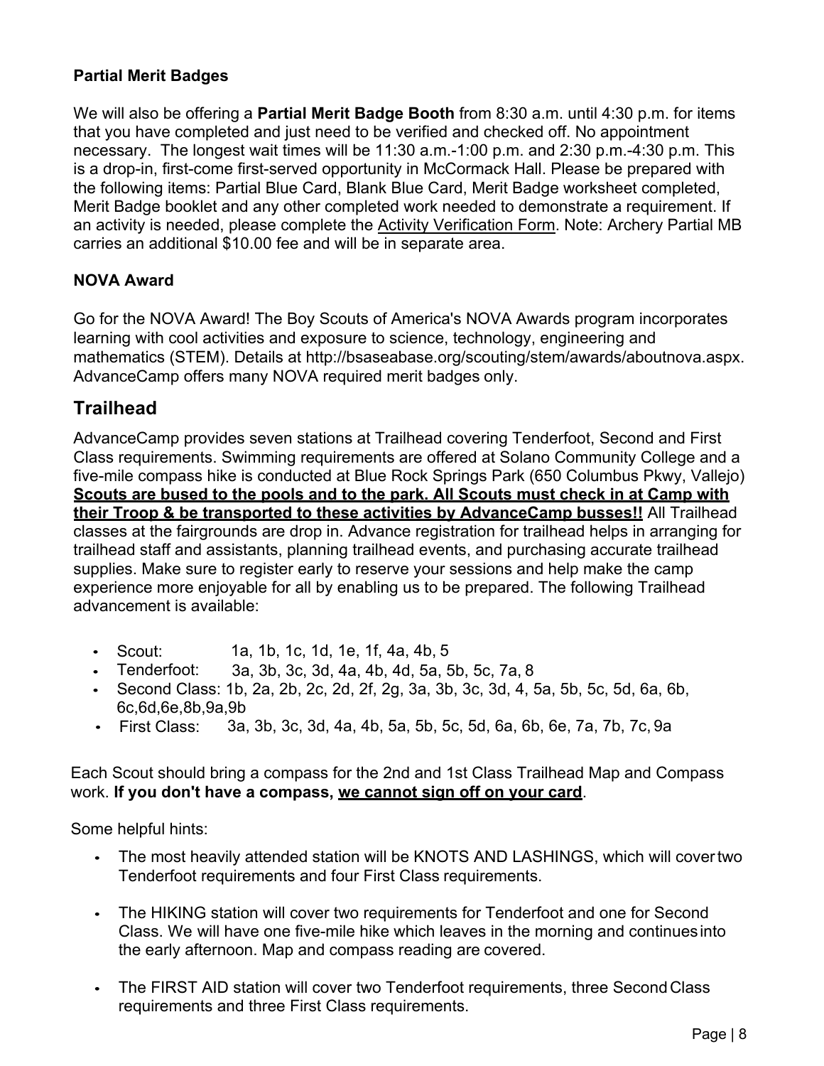### Partial Merit Badges

We will also be offering a **Partial Merit Badge Booth** from 8:30 a.m. until 4:30 p.m. for items that you have completed and just need to be verified and checked off. No appointment necessary. The longest wait times will be 11:30 a.m.-1:00 p.m. and 2:30 p.m.-4:30 p.m. This is a drop-in, first-come first-served opportunity in McCormack Hall. Please be prepared with the following items: Partial Blue Card, Blank Blue Card, Merit Badge worksheet completed, Merit Badge booklet and any other completed work needed to demonstrate a requirement. If an activity is needed, please complete the Activity Verification Form. Note: Archery Partial MB carries an additional $10.00 fee and will be in separate area.

### NOVA Award

Go for the NOVA Award! The Boy Scouts of America's NOVA Awards program incorporates learning with cool activities and exposure to science, technology, engineering and mathematics (STEM). Details at http://bsaseabase.org/scouting/stem/awards/aboutnova.aspx. AdvanceCamp offers many NOVA required merit badges only.

## Trailhead

AdvanceCamp provides seven stations at Trailhead covering Tenderfoot, Second and First Class requirements. Swimming requirements are offered at Solano Community College and a five-mile compass hike is conducted at Blue Rock Springs Park (650 Columbus Pkwy, Vallejo) **Scouts are bused to the pools and to the park. All Scouts must check in at Camp with their Troop & be transported to these activities by AdvanceCamp busses!!** All Trailhead classes at the fairgrounds are drop in. Advance registration for trailhead helps in arranging for trailhead staff and assistants, planning trailhead events, and purchasing accurate trailhead supplies. Make sure to register early to reserve your sessions and help make the camp experience more enjoyable for all by enabling us to be prepared. The following Trailhead advancement is available:

- Scout: 1a, 1b, 1c, 1d, 1e, 1f, 4a, 4b, 5
- Tenderfoot: 3a, 3b, 3c, 3d, 4a, 4b, 4d, 5a, 5b, 5c, 7a, 8
- Second Class: 1b, 2a, 2b, 2c, 2d, 2f, 2g, 3a, 3b, 3c, 3d, 4, 5a, 5b, 5c, 5d, 6a, 6b, 6c,6d,6e,8b,9a,9b
- First Class: 3a, 3b, 3c, 3d, 4a, 4b, 5a, 5b, 5c, 5d, 6a, 6b, 6e, 7a, 7b, 7c, 9a

Each Scout should bring a compass for the 2nd and 1st Class Trailhead Map and Compass work. **If you don't have a compass, we cannot sign off on your card**.

Some helpful hints:

- The most heavily attended station will be KNOTS AND LASHINGS, which will cover two Tenderfoot requirements and four First Class requirements.
- The HIKING station will cover two requirements for Tenderfoot and one for Second Class. We will have one five-mile hike which leaves in the morning and continues into the early afternoon. Map and compass reading are covered.
- The FIRST AID station will cover two Tenderfoot requirements, three Second Class requirements and three First Class requirements.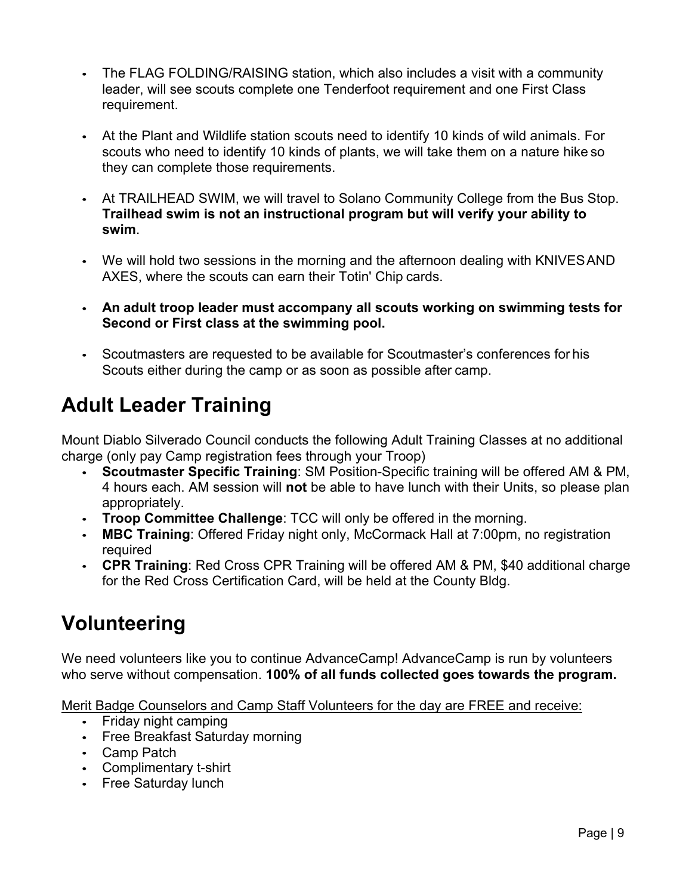- The FLAG FOLDING/RAISING station, which also includes a visit with a community leader, will see scouts complete one Tenderfoot requirement and one First Class requirement.

- At the Plant and Wildlife station scouts need to identify 10 kinds of wild animals. For scouts who need to identify 10 kinds of plants, we will take them on a nature hike so they can complete those requirements.

- At TRAILHEAD SWIM, we will travel to Solano Community College from the Bus Stop. **Trailhead swim is not an instructional program but will verify your ability to swim**.

- We will hold two sessions in the morning and the afternoon dealing with KNIVES AND AXES, where the scouts can earn their Totin' Chip cards.

- **An adult troop leader must accompany all scouts working on swimming tests for Second or First class at the swimming pool.**

- Scoutmasters are requested to be available for Scoutmaster's conferences for his Scouts either during the camp or as soon as possible after camp.

# Adult Leader Training

Mount Diablo Silverado Council conducts the following Adult Training Classes at no additional charge (only pay Camp registration fees through your Troop)

- **Scoutmaster Specific Training**: SM Position-Specific training will be offered AM & PM, 4 hours each. AM session will **not** be able to have lunch with their Units, so please plan appropriately.
- **Troop Committee Challenge**: TCC will only be offered in the morning.
- **MBC Training**: Offered Friday night only, McCormack Hall at 7:00pm, no registration required
- **CPR Training**: Red Cross CPR Training will be offered AM & PM, $40 additional charge for the Red Cross Certification Card, will be held at the County Bldg.

# Volunteering

We need volunteers like you to continue AdvanceCamp! AdvanceCamp is run by volunteers who serve without compensation. **100% of all funds collected goes towards the program.**

<u>Merit Badge Counselors and Camp Staff Volunteers for the day are FREE and receive:</u>

- Friday night camping
- Free Breakfast Saturday morning
- Camp Patch
- Complimentary t-shirt
- Free Saturday lunch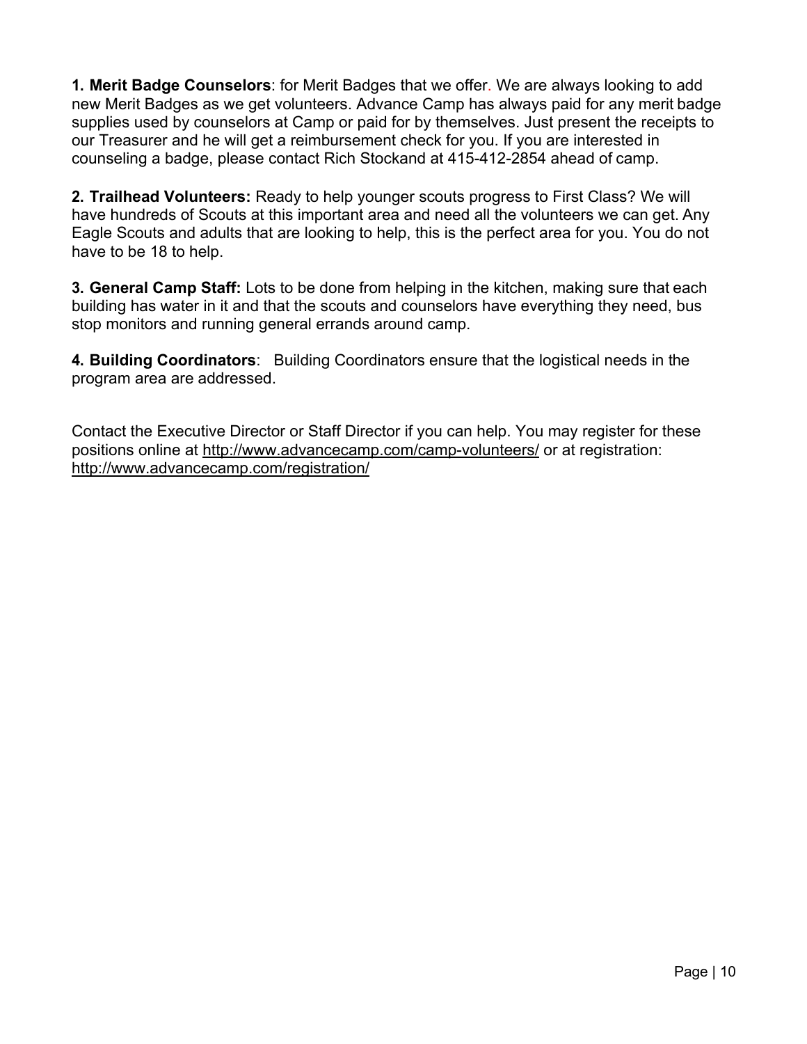**1. Merit Badge Counselors**: for Merit Badges that we offer. We are always looking to add new Merit Badges as we get volunteers. Advance Camp has always paid for any merit badge supplies used by counselors at Camp or paid for by themselves. Just present the receipts to our Treasurer and he will get a reimbursement check for you. If you are interested in counseling a badge, please contact Rich Stockand at 415-412-2854 ahead of camp.

**2. Trailhead Volunteers:** Ready to help younger scouts progress to First Class? We will have hundreds of Scouts at this important area and need all the volunteers we can get. Any Eagle Scouts and adults that are looking to help, this is the perfect area for you. You do not have to be 18 to help.

**3. General Camp Staff:** Lots to be done from helping in the kitchen, making sure that each building has water in it and that the scouts and counselors have everything they need, bus stop monitors and running general errands around camp.

**4. Building Coordinators**: Building Coordinators ensure that the logistical needs in the program area are addressed.

Contact the Executive Director or Staff Director if you can help. You may register for these positions online at http://www.advancecamp.com/camp-volunteers/ or at registration: http://www.advancecamp.com/registration/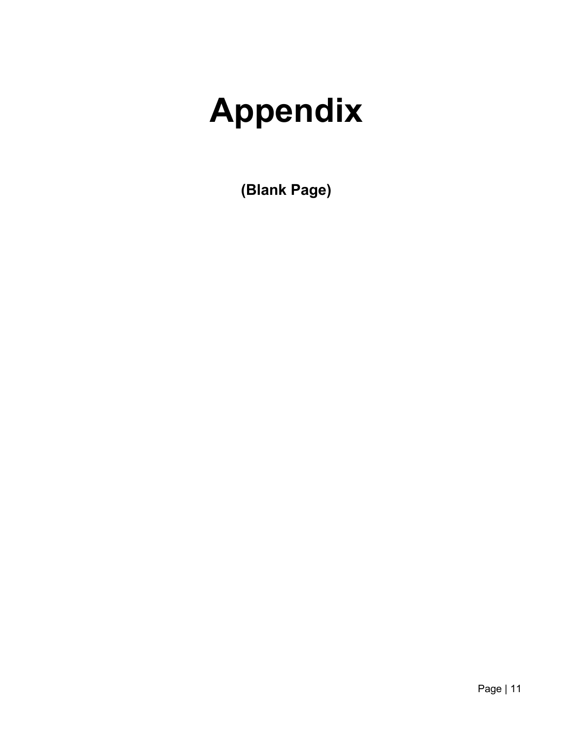# Appendix

**(Blank Page)**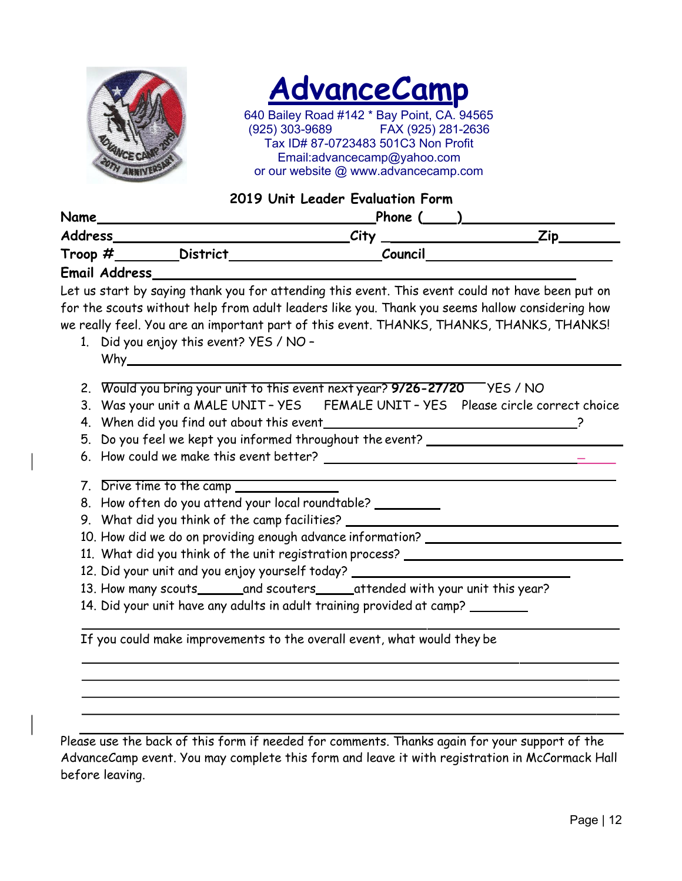# AdvanceCamp

640 Bailey Road #142 * Bay Point, CA. 94565
(925) 303-9689 FAX (925) 281-2636
Tax ID# 87-0723483 501C3 Non Profit
Email:advancecamp@yahoo.com
or our website @ www.advancecamp.com

## 2019 Unit Leader Evaluation Form

**Name**________________________________ **Phone** (____)________________

**Address**____________________________ **City** __________________ **Zip**________

**Troop #**________ **District**__________________ **Council**______________________

**Email Address**__________________________________________________

Let us start by saying thank you for attending this event. This event could not have been put on for the scouts without help from adult leaders like you. Thank you seems hallow considering how we really feel. You are an important part of this event. THANKS, THANKS, THANKS, THANKS!

1. Did you enjoy this event? YES / NO – Why____________________________________________
2. Would you bring your unit to this event next year? **9/26-27/20** YES / NO
3. Was your unit a MALE UNIT – YES FEMALE UNIT – YES Please circle correct choice
4. When did you find out about this event______________________________?
5. Do you feel we kept you informed throughout the event? ______________________
6. How could we make this event better? ______________________________________
7. Drive time to the camp ____________
8. How often do you attend your local roundtable? ________
9. What did you think of the camp facilities? ________________________________
10. How did we do on providing enough advance information? ______________________
11. What did you think of the unit registration process? __________________________
12. Did your unit and you enjoy yourself today? ____________________________
13. How many scouts______and scouters_____attended with your unit this year?
14. Did your unit have any adults in adult training provided at camp? ________

If you could make improvements to the overall event, what would they be

______________________________________________________________________

______________________________________________________________________

______________________________________________________________________

______________________________________________________________________

Please use the back of this form if needed for comments. Thanks again for your support of the AdvanceCamp event. You may complete this form and leave it with registration in McCormack Hall before leaving.